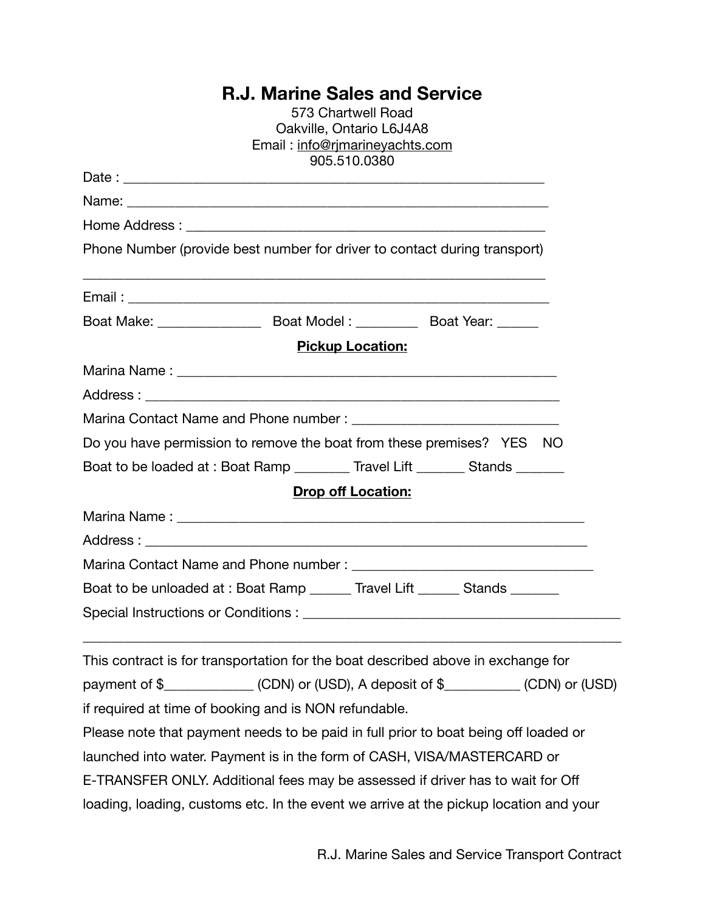# R.J. Marine Sales and Service

573 Chartwell Road
Oakville, Ontario L6J4A8
Email : info@rjmarineyachts.com
905.510.0380

Date : ___________________________________________________________

Name: ___________________________________________________________

Home Address : ____________________________________________________

Phone Number (provide best number for driver to contact during transport)

_________________________________________________________________

Email : ___________________________________________________________

Boat Make: ______________ Boat Model : ________ Boat Year: ______

**Pickup Location:**

Marina Name : _____________________________________________________

Address : _________________________________________________________

Marina Contact Name and Phone number : ___________________________

Do you have permission to remove the boat from these premises? YES NO

Boat to be loaded at : Boat Ramp _______ Travel Lift _______ Stands _______

**Drop off Location:**

Marina Name : _________________________________________________________

Address : _____________________________________________________________

Marina Contact Name and Phone number : _________________________________

Boat to be unloaded at : Boat Ramp ______ Travel Lift ______ Stands _______

Special Instructions or Conditions : ___________________________________________

_________________________________________________________________________

This contract is for transportation for the boat described above in exchange for payment of $____________ (CDN) or (USD), A deposit of $__________ (CDN) or (USD) if required at time of booking and is NON refundable.

Please note that payment needs to be paid in full prior to boat being off loaded or launched into water. Payment is in the form of CASH, VISA/MASTERCARD or E-TRANSFER ONLY. Additional fees may be assessed if driver has to wait for Off loading, loading, customs etc. In the event we arrive at the pickup location and your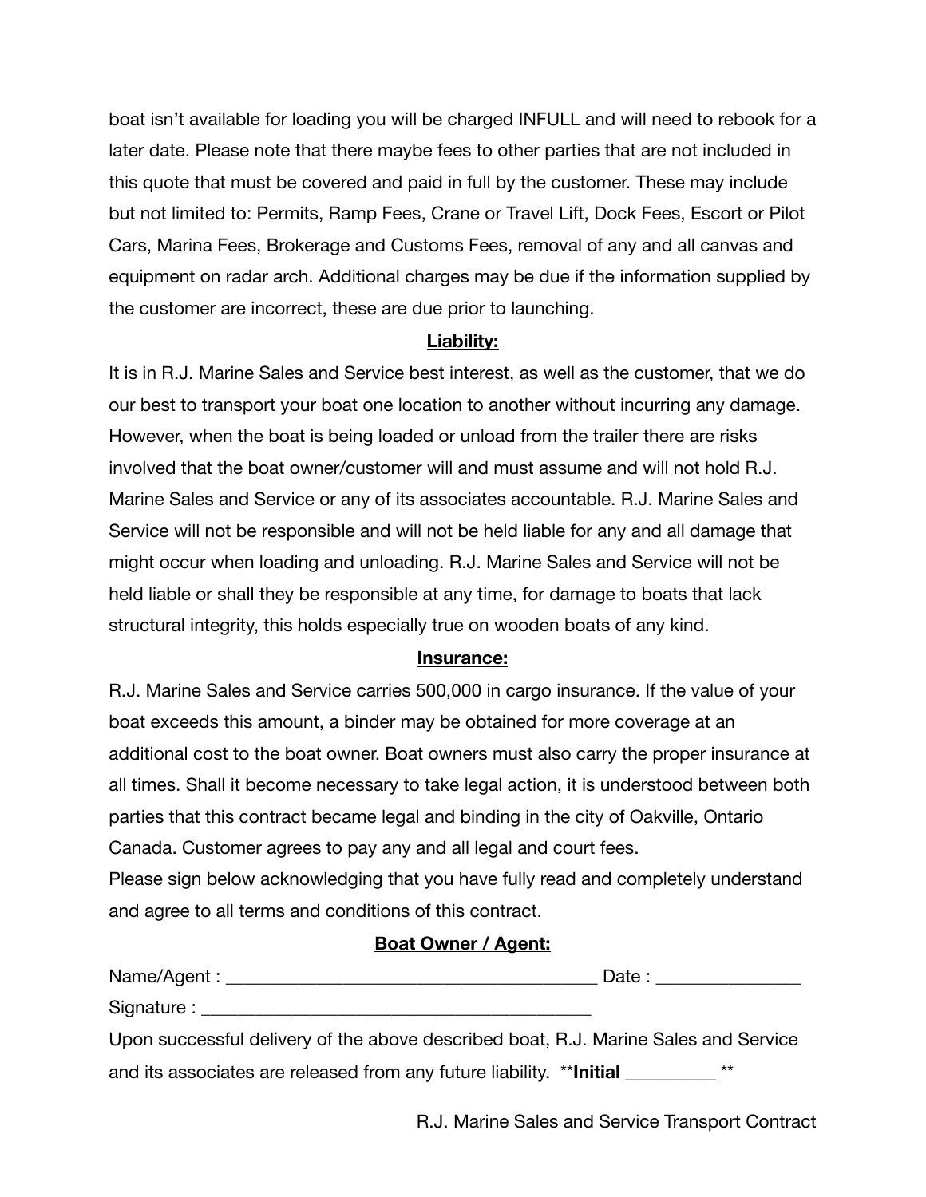boat isn't available for loading you will be charged INFULL and will need to rebook for a later date. Please note that there maybe fees to other parties that are not included in this quote that must be covered and paid in full by the customer. These may include but not limited to: Permits, Ramp Fees, Crane or Travel Lift, Dock Fees, Escort or Pilot Cars, Marina Fees, Brokerage and Customs Fees, removal of any and all canvas and equipment on radar arch. Additional charges may be due if the information supplied by the customer are incorrect, these are due prior to launching.

## Liability:

It is in R.J. Marine Sales and Service best interest, as well as the customer, that we do our best to transport your boat one location to another without incurring any damage. However, when the boat is being loaded or unload from the trailer there are risks involved that the boat owner/customer will and must assume and will not hold R.J. Marine Sales and Service or any of its associates accountable. R.J. Marine Sales and Service will not be responsible and will not be held liable for any and all damage that might occur when loading and unloading. R.J. Marine Sales and Service will not be held liable or shall they be responsible at any time, for damage to boats that lack structural integrity, this holds especially true on wooden boats of any kind.

## Insurance:

R.J. Marine Sales and Service carries 500,000 in cargo insurance. If the value of your boat exceeds this amount, a binder may be obtained for more coverage at an additional cost to the boat owner. Boat owners must also carry the proper insurance at all times. Shall it become necessary to take legal action, it is understood between both parties that this contract became legal and binding in the city of Oakville, Ontario Canada. Customer agrees to pay any and all legal and court fees.

Please sign below acknowledging that you have fully read and completely understand and agree to all terms and conditions of this contract.

## Boat Owner / Agent:

Name/Agent : ________________________________________ Date : _______________

Signature : ___________________________________________

Upon successful delivery of the above described boat, R.J. Marine Sales and Service and its associates are released from any future liability. ****Initial** _________ **

R.J. Marine Sales and Service Transport Contract